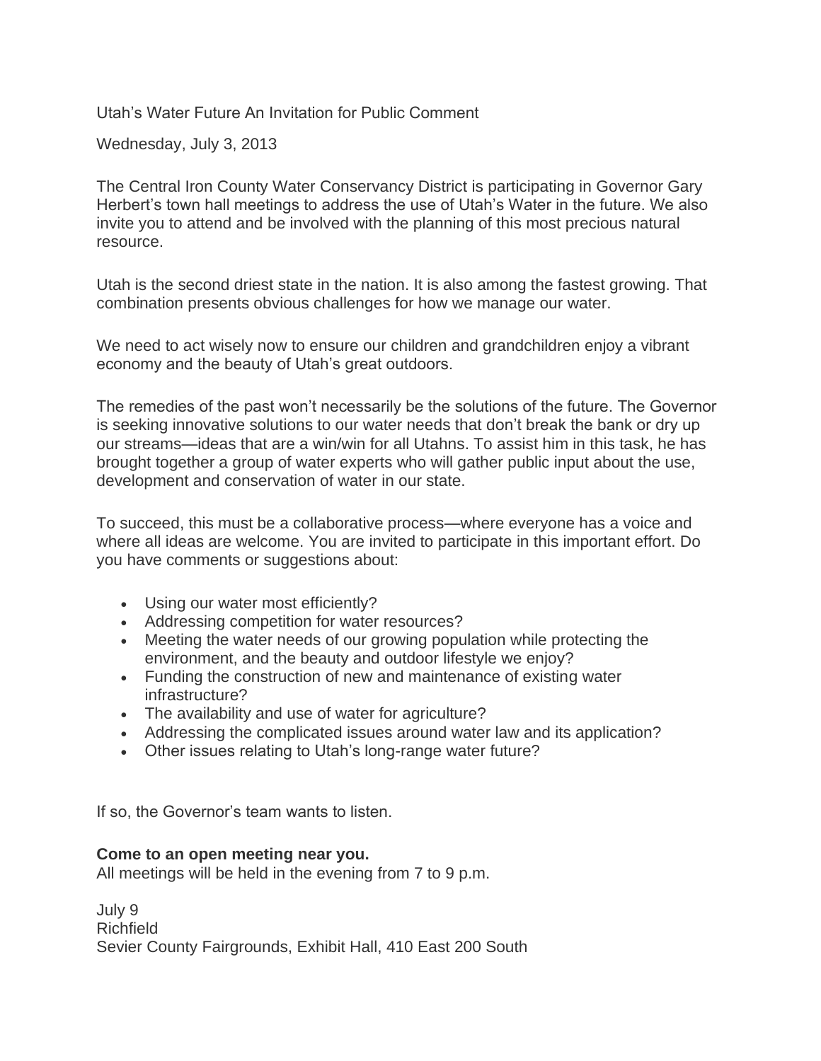Utah's Water Future An Invitation for Public Comment

Wednesday, July 3, 2013

The Central Iron County Water Conservancy District is participating in Governor Gary Herbert's town hall meetings to address the use of Utah's Water in the future. We also invite you to attend and be involved with the planning of this most precious natural resource.

Utah is the second driest state in the nation. It is also among the fastest growing. That combination presents obvious challenges for how we manage our water.

We need to act wisely now to ensure our children and grandchildren enjoy a vibrant economy and the beauty of Utah's great outdoors.

The remedies of the past won't necessarily be the solutions of the future. The Governor is seeking innovative solutions to our water needs that don't break the bank or dry up our streams—ideas that are a win/win for all Utahns. To assist him in this task, he has brought together a group of water experts who will gather public input about the use, development and conservation of water in our state.

To succeed, this must be a collaborative process—where everyone has a voice and where all ideas are welcome. You are invited to participate in this important effort. Do you have comments or suggestions about:

- Using our water most efficiently?
- Addressing competition for water resources?
- Meeting the water needs of our growing population while protecting the environment, and the beauty and outdoor lifestyle we enjoy?
- Funding the construction of new and maintenance of existing water infrastructure?
- The availability and use of water for agriculture?
- Addressing the complicated issues around water law and its application?
- Other issues relating to Utah's long-range water future?

If so, the Governor's team wants to listen.

**Come to an open meeting near you.**
All meetings will be held in the evening from 7 to 9 p.m.

July 9
Richfield
Sevier County Fairgrounds, Exhibit Hall, 410 East 200 South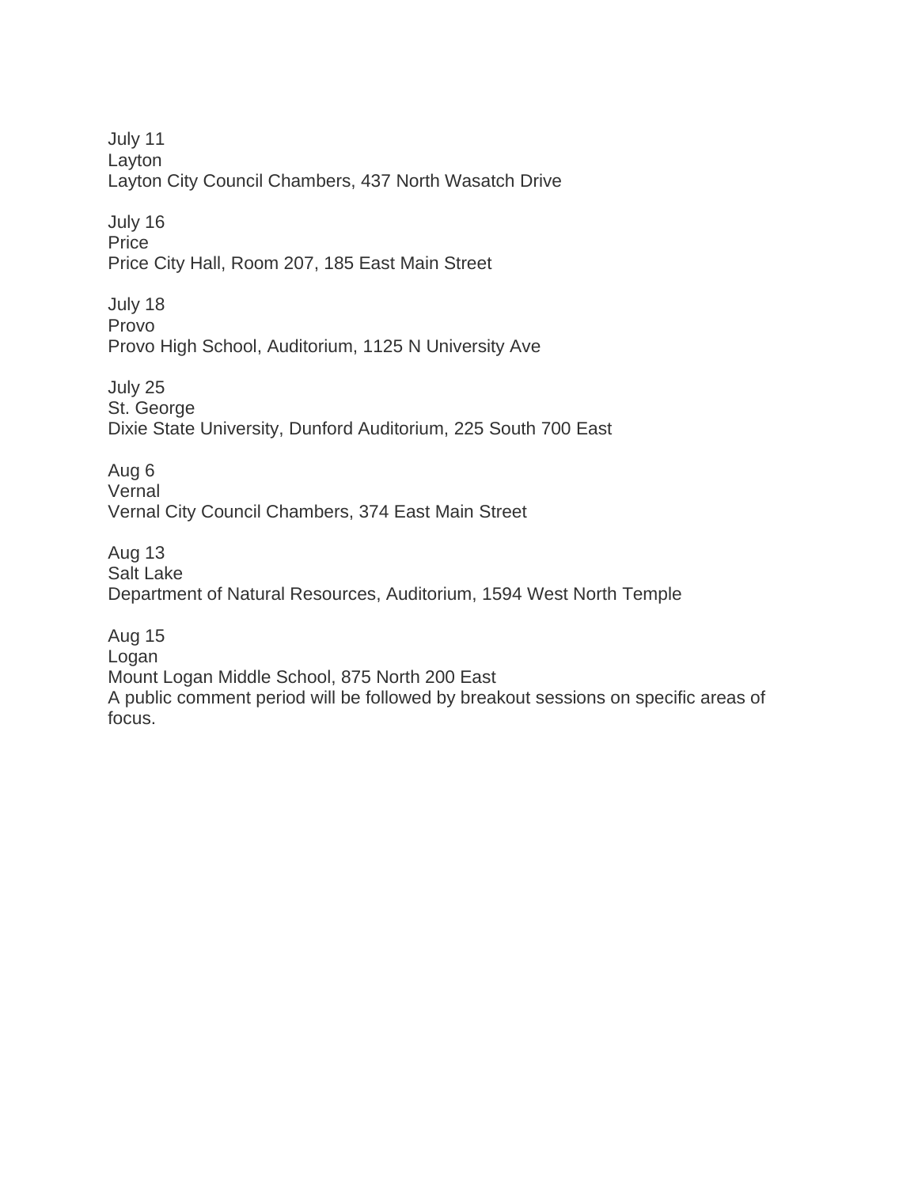July 11
Layton
Layton City Council Chambers, 437 North Wasatch Drive

July 16
Price
Price City Hall, Room 207, 185 East Main Street

July 18
Provo
Provo High School, Auditorium, 1125 N University Ave

July 25
St. George
Dixie State University, Dunford Auditorium, 225 South 700 East

Aug 6
Vernal
Vernal City Council Chambers, 374 East Main Street

Aug 13
Salt Lake
Department of Natural Resources, Auditorium, 1594 West North Temple

Aug 15
Logan
Mount Logan Middle School, 875 North 200 East
A public comment period will be followed by breakout sessions on specific areas of focus.